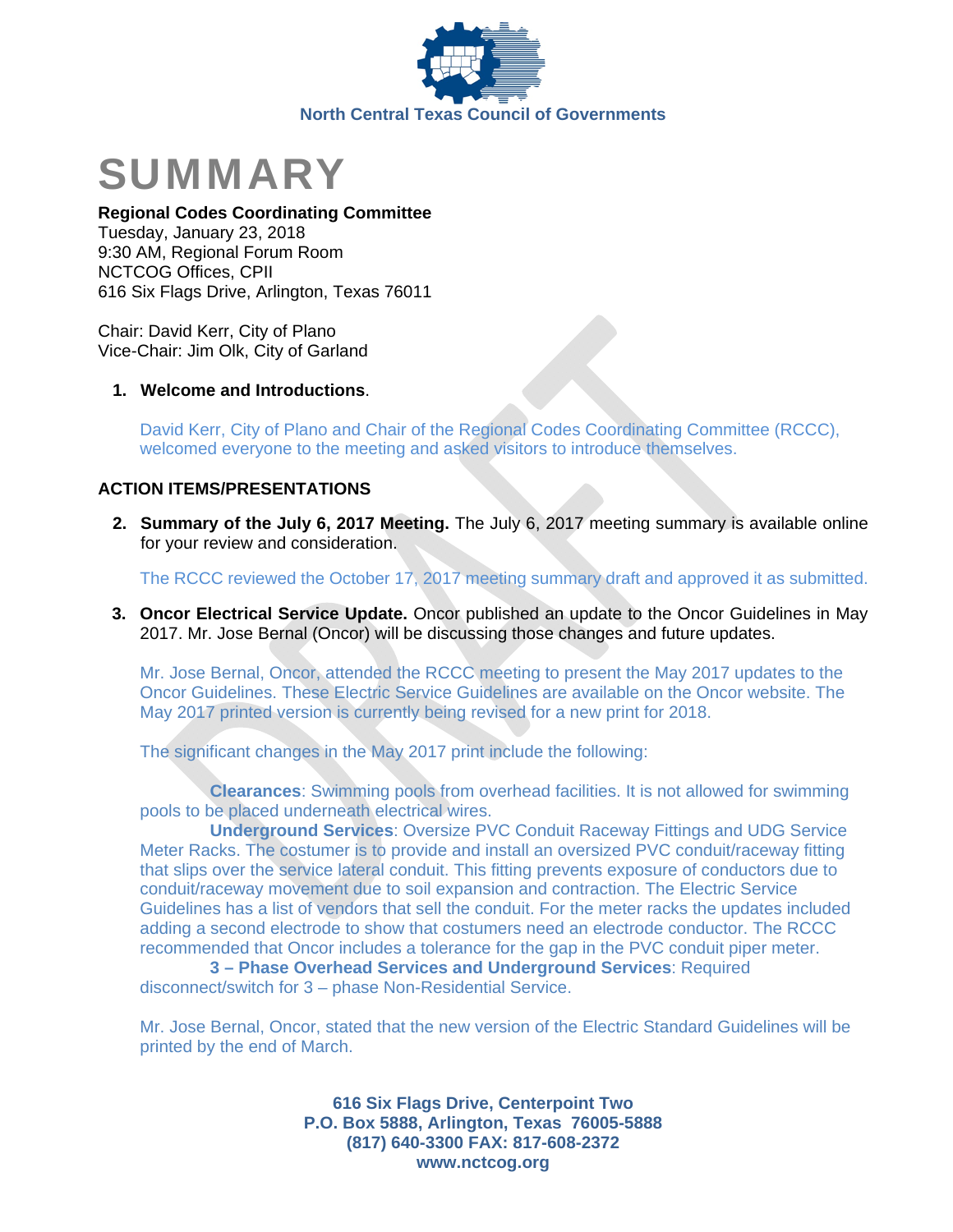North Central Texas Council of Governments

# SUMMARY

**Regional Codes Coordinating Committee**
Tuesday, January 23, 2018
9:30 AM, Regional Forum Room
NCTCOG Offices, CPII
616 Six Flags Drive, Arlington, Texas 76011

Chair: David Kerr, City of Plano
Vice-Chair: Jim Olk, City of Garland

1. **Welcome and Introductions**.

   David Kerr, City of Plano and Chair of the Regional Codes Coordinating Committee (RCCC), welcomed everyone to the meeting and asked visitors to introduce themselves.

**ACTION ITEMS/PRESENTATIONS**

2. **Summary of the July 6, 2017 Meeting.** The July 6, 2017 meeting summary is available online for your review and consideration.

   The RCCC reviewed the October 17, 2017 meeting summary draft and approved it as submitted.

3. **Oncor Electrical Service Update.** Oncor published an update to the Oncor Guidelines in May 2017. Mr. Jose Bernal (Oncor) will be discussing those changes and future updates.

   Mr. Jose Bernal, Oncor, attended the RCCC meeting to present the May 2017 updates to the Oncor Guidelines. These Electric Service Guidelines are available on the Oncor website. The May 2017 printed version is currently being revised for a new print for 2018.

   The significant changes in the May 2017 print include the following:

   **Clearances**: Swimming pools from overhead facilities. It is not allowed for swimming pools to be placed underneath electrical wires.

   **Underground Services**: Oversize PVC Conduit Raceway Fittings and UDG Service Meter Racks. The costumer is to provide and install an oversized PVC conduit/raceway fitting that slips over the service lateral conduit. This fitting prevents exposure of conductors due to conduit/raceway movement due to soil expansion and contraction. The Electric Service Guidelines has a list of vendors that sell the conduit. For the meter racks the updates included adding a second electrode to show that costumers need an electrode conductor. The RCCC recommended that Oncor includes a tolerance for the gap in the PVC conduit piper meter.

   **3 – Phase Overhead Services and Underground Services**: Required disconnect/switch for 3 – phase Non-Residential Service.

   Mr. Jose Bernal, Oncor, stated that the new version of the Electric Standard Guidelines will be printed by the end of March.

616 Six Flags Drive, Centerpoint Two
P.O. Box 5888, Arlington, Texas 76005-5888
(817) 640-3300 FAX: 817-608-2372
www.nctcog.org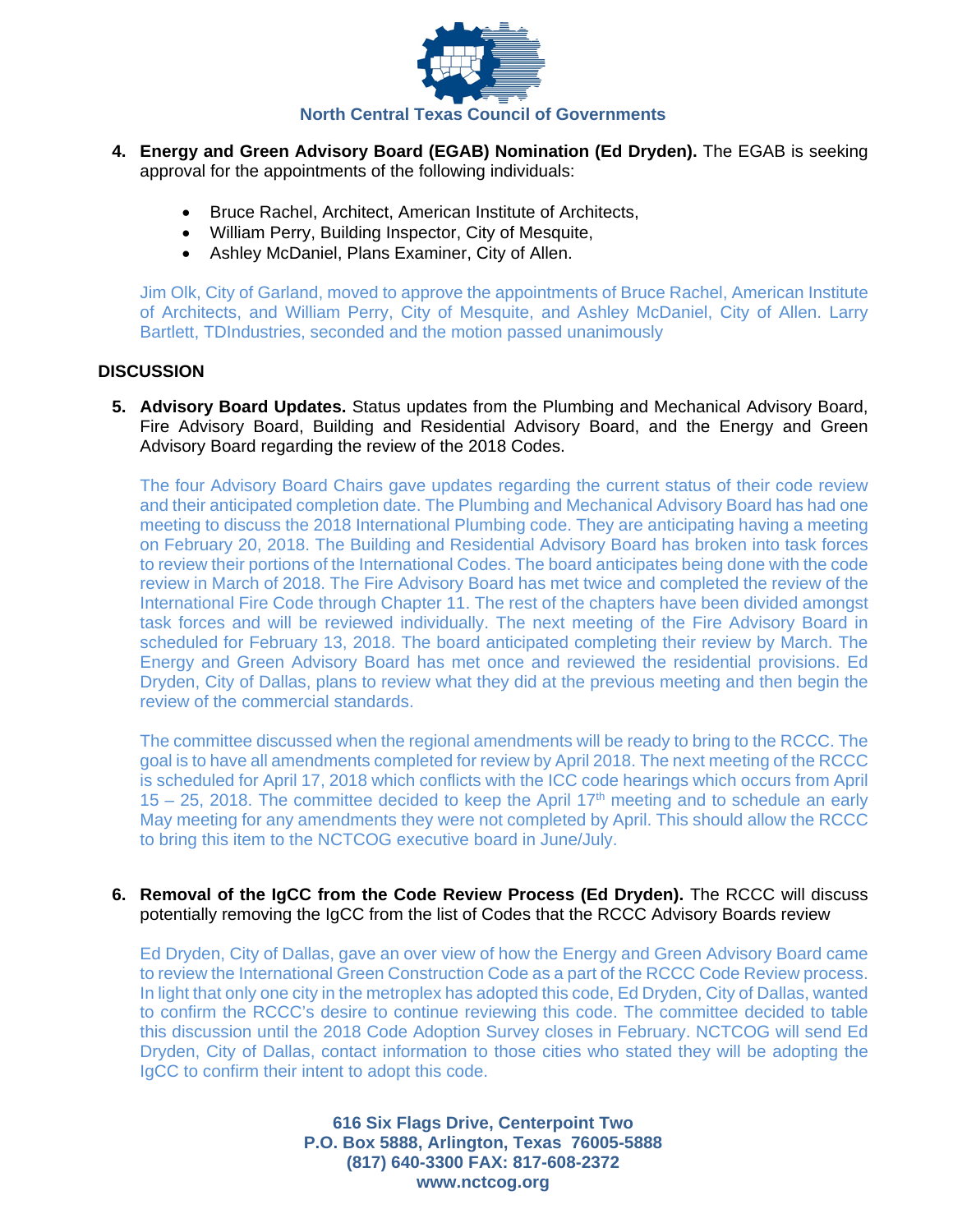**4. Energy and Green Advisory Board (EGAB) Nomination (Ed Dryden).** The EGAB is seeking approval for the appointments of the following individuals:

- Bruce Rachel, Architect, American Institute of Architects,
- William Perry, Building Inspector, City of Mesquite,
- Ashley McDaniel, Plans Examiner, City of Allen.

Jim Olk, City of Garland, moved to approve the appointments of Bruce Rachel, American Institute of Architects, and William Perry, City of Mesquite, and Ashley McDaniel, City of Allen. Larry Bartlett, TDIndustries, seconded and the motion passed unanimously

**DISCUSSION**

**5. Advisory Board Updates.** Status updates from the Plumbing and Mechanical Advisory Board, Fire Advisory Board, Building and Residential Advisory Board, and the Energy and Green Advisory Board regarding the review of the 2018 Codes.

The four Advisory Board Chairs gave updates regarding the current status of their code review and their anticipated completion date. The Plumbing and Mechanical Advisory Board has had one meeting to discuss the 2018 International Plumbing code. They are anticipating having a meeting on February 20, 2018. The Building and Residential Advisory Board has broken into task forces to review their portions of the International Codes. The board anticipates being done with the code review in March of 2018. The Fire Advisory Board has met twice and completed the review of the International Fire Code through Chapter 11. The rest of the chapters have been divided amongst task forces and will be reviewed individually. The next meeting of the Fire Advisory Board in scheduled for February 13, 2018. The board anticipated completing their review by March. The Energy and Green Advisory Board has met once and reviewed the residential provisions. Ed Dryden, City of Dallas, plans to review what they did at the previous meeting and then begin the review of the commercial standards.

The committee discussed when the regional amendments will be ready to bring to the RCCC. The goal is to have all amendments completed for review by April 2018. The next meeting of the RCCC is scheduled for April 17, 2018 which conflicts with the ICC code hearings which occurs from April 15 – 25, 2018. The committee decided to keep the April 17th meeting and to schedule an early May meeting for any amendments they were not completed by April. This should allow the RCCC to bring this item to the NCTCOG executive board in June/July.

**6. Removal of the IgCC from the Code Review Process (Ed Dryden).** The RCCC will discuss potentially removing the IgCC from the list of Codes that the RCCC Advisory Boards review

Ed Dryden, City of Dallas, gave an over view of how the Energy and Green Advisory Board came to review the International Green Construction Code as a part of the RCCC Code Review process. In light that only one city in the metroplex has adopted this code, Ed Dryden, City of Dallas, wanted to confirm the RCCC's desire to continue reviewing this code. The committee decided to table this discussion until the 2018 Code Adoption Survey closes in February. NCTCOG will send Ed Dryden, City of Dallas, contact information to those cities who stated they will be adopting the IgCC to confirm their intent to adopt this code.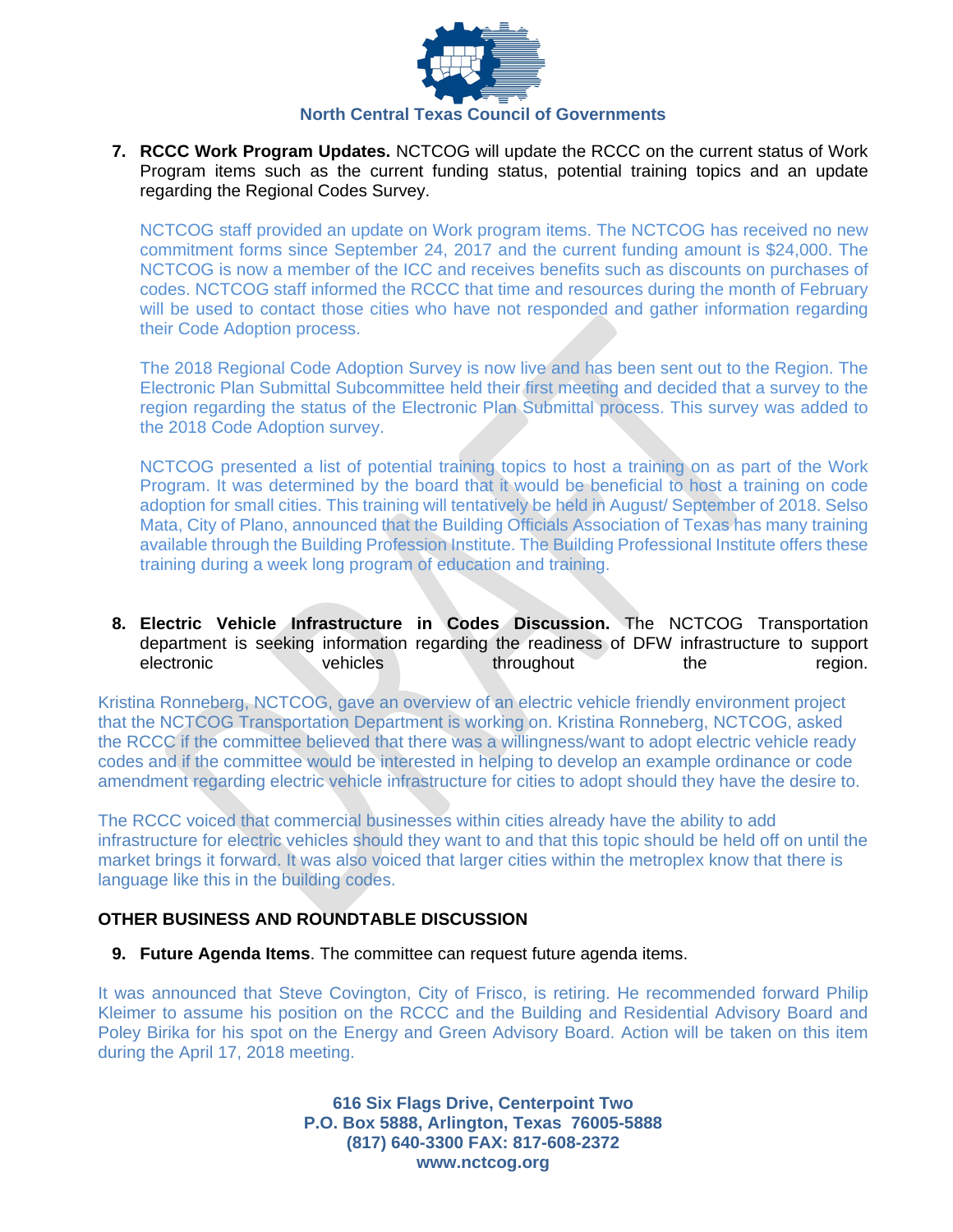7. **RCCC Work Program Updates.** NCTCOG will update the RCCC on the current status of Work Program items such as the current funding status, potential training topics and an update regarding the Regional Codes Survey.

   NCTCOG staff provided an update on Work program items. The NCTCOG has received no new commitment forms since September 24, 2017 and the current funding amount is $24,000. The NCTCOG is now a member of the ICC and receives benefits such as discounts on purchases of codes. NCTCOG staff informed the RCCC that time and resources during the month of February will be used to contact those cities who have not responded and gather information regarding their Code Adoption process.

   The 2018 Regional Code Adoption Survey is now live and has been sent out to the Region. The Electronic Plan Submittal Subcommittee held their first meeting and decided that a survey to the region regarding the status of the Electronic Plan Submittal process. This survey was added to the 2018 Code Adoption survey.

   NCTCOG presented a list of potential training topics to host a training on as part of the Work Program. It was determined by the board that it would be beneficial to host a training on code adoption for small cities. This training will tentatively be held in August/ September of 2018. Selso Mata, City of Plano, announced that the Building Officials Association of Texas has many training available through the Building Profession Institute. The Building Professional Institute offers these training during a week long program of education and training.

8. **Electric Vehicle Infrastructure in Codes Discussion.** The NCTCOG Transportation department is seeking information regarding the readiness of DFW infrastructure to support electronic vehicles throughout the region.

Kristina Ronneberg, NCTCOG, gave an overview of an electric vehicle friendly environment project that the NCTCOG Transportation Department is working on. Kristina Ronneberg, NCTCOG, asked the RCCC if the committee believed that there was a willingness/want to adopt electric vehicle ready codes and if the committee would be interested in helping to develop an example ordinance or code amendment regarding electric vehicle infrastructure for cities to adopt should they have the desire to.

The RCCC voiced that commercial businesses within cities already have the ability to add infrastructure for electric vehicles should they want to and that this topic should be held off on until the market brings it forward. It was also voiced that larger cities within the metroplex know that there is language like this in the building codes.

**OTHER BUSINESS AND ROUNDTABLE DISCUSSION**

9. **Future Agenda Items**. The committee can request future agenda items.

It was announced that Steve Covington, City of Frisco, is retiring. He recommended forward Philip Kleimer to assume his position on the RCCC and the Building and Residential Advisory Board and Poley Birika for his spot on the Energy and Green Advisory Board. Action will be taken on this item during the April 17, 2018 meeting.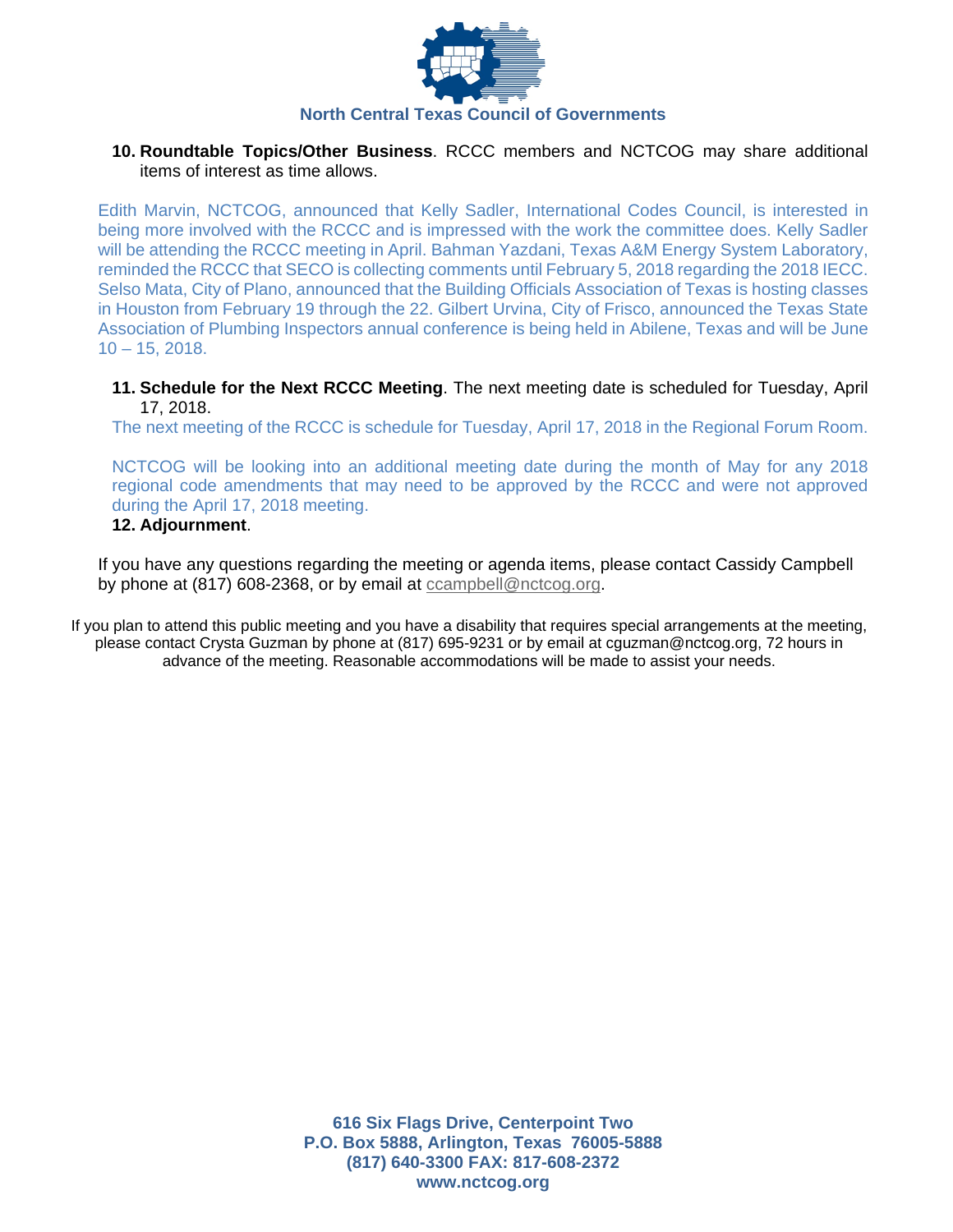North Central Texas Council of Governments

10. **Roundtable Topics/Other Business**. RCCC members and NCTCOG may share additional items of interest as time allows.

Edith Marvin, NCTCOG, announced that Kelly Sadler, International Codes Council, is interested in being more involved with the RCCC and is impressed with the work the committee does. Kelly Sadler will be attending the RCCC meeting in April. Bahman Yazdani, Texas A&M Energy System Laboratory, reminded the RCCC that SECO is collecting comments until February 5, 2018 regarding the 2018 IECC. Selso Mata, City of Plano, announced that the Building Officials Association of Texas is hosting classes in Houston from February 19 through the 22. Gilbert Urvina, City of Frisco, announced the Texas State Association of Plumbing Inspectors annual conference is being held in Abilene, Texas and will be June 10 – 15, 2018.

11. **Schedule for the Next RCCC Meeting**. The next meeting date is scheduled for Tuesday, April 17, 2018.

The next meeting of the RCCC is schedule for Tuesday, April 17, 2018 in the Regional Forum Room.

NCTCOG will be looking into an additional meeting date during the month of May for any 2018 regional code amendments that may need to be approved by the RCCC and were not approved during the April 17, 2018 meeting.

12. **Adjournment**.

If you have any questions regarding the meeting or agenda items, please contact Cassidy Campbell by phone at (817) 608-2368, or by email at ccampbell@nctcog.org.

If you plan to attend this public meeting and you have a disability that requires special arrangements at the meeting, please contact Crysta Guzman by phone at (817) 695-9231 or by email at cguzman@nctcog.org, 72 hours in advance of the meeting. Reasonable accommodations will be made to assist your needs.

**616 Six Flags Drive, Centerpoint Two**
**P.O. Box 5888, Arlington, Texas 76005-5888**
**(817) 640-3300 FAX: 817-608-2372**
**www.nctcog.org**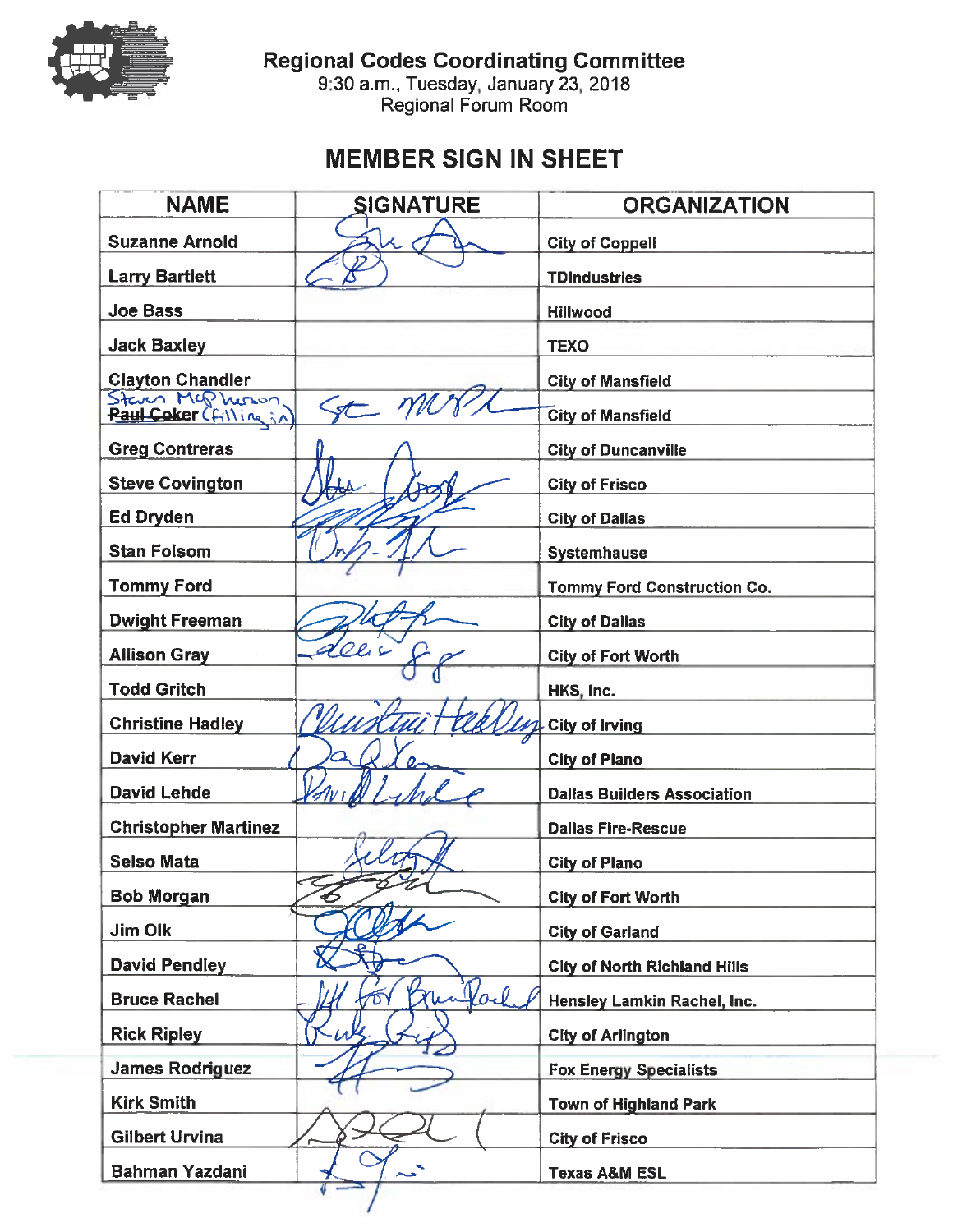# Regional Codes Coordinating Committee

9:30 a.m., Tuesday, January 23, 2018
Regional Forum Room

## MEMBER SIGN IN SHEET

| NAME | SIGNATURE | ORGANIZATION |
|---|---|---|
| Suzanne Arnold | | City of Coppell |
| Larry Bartlett | | TDIndustries |
| Joe Bass | | Hillwood |
| Jack Baxley | | TEXO |
| Clayton Chandler | | City of Mansfield |
| Steven McPherson ~~Paul Coker~~ (filling in) | | City of Mansfield |
| Greg Contreras | | City of Duncanville |
| Steve Covington | | City of Frisco |
| Ed Dryden | | City of Dallas |
| Stan Folsom | | Systemhause |
| Tommy Ford | | Tommy Ford Construction Co. |
| Dwight Freeman | | City of Dallas |
| Allison Gray | | City of Fort Worth |
| Todd Gritch | | HKS, Inc. |
| Christine Hadley | | City of Irving |
| David Kerr | | City of Plano |
| David Lehde | | Dallas Builders Association |
| Christopher Martinez | | Dallas Fire-Rescue |
| Selso Mata | | City of Plano |
| Bob Morgan | | City of Fort Worth |
| Jim Olk | | City of Garland |
| David Pendley | | City of North Richland Hills |
| Bruce Rachel | JH for Bruce Rachel | Hensley Lamkin Rachel, Inc. |
| Rick Ripley | | City of Arlington |
| James Rodriguez | | Fox Energy Specialists |
| Kirk Smith | | Town of Highland Park |
| Gilbert Urvina | | City of Frisco |
| Bahman Yazdani | | Texas A&M ESL |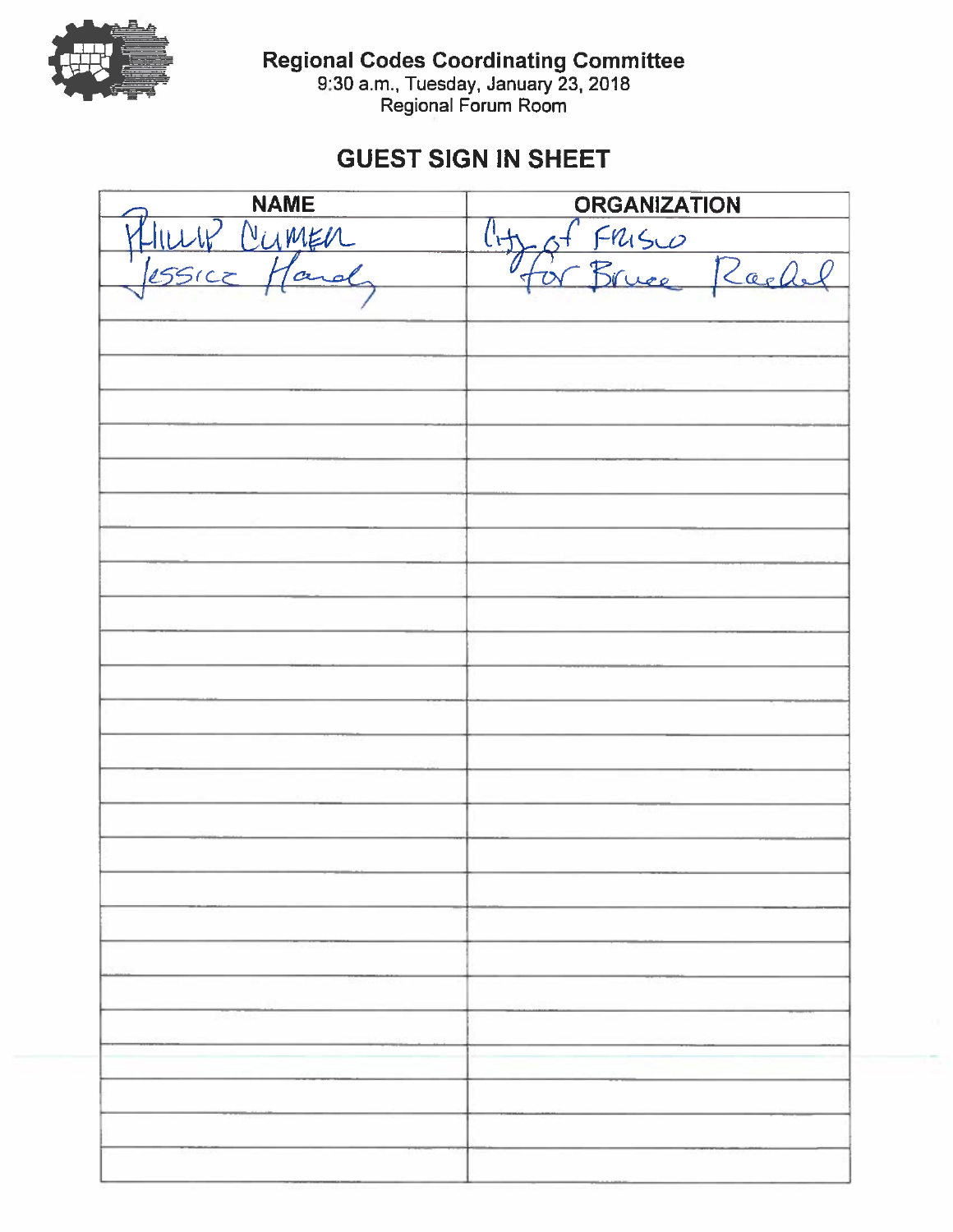**Regional Codes Coordinating Committee**
9:30 a.m., Tuesday, January 23, 2018
Regional Forum Room

## GUEST SIGN IN SHEET

| NAME | ORGANIZATION |
| --- | --- |
| Phillip Cumber | City of Frisco |
| Jessica Handy | for Bruce Rachel |
| | |
| | |
| | |
| | |
| | |
| | |
| | |
| | |
| | |
| | |
| | |
| | |
| | |
| | |
| | |
| | |
| | |
| | |
| | |
| | |
| | |
| | |
| | |
| | |
| | |
| | |